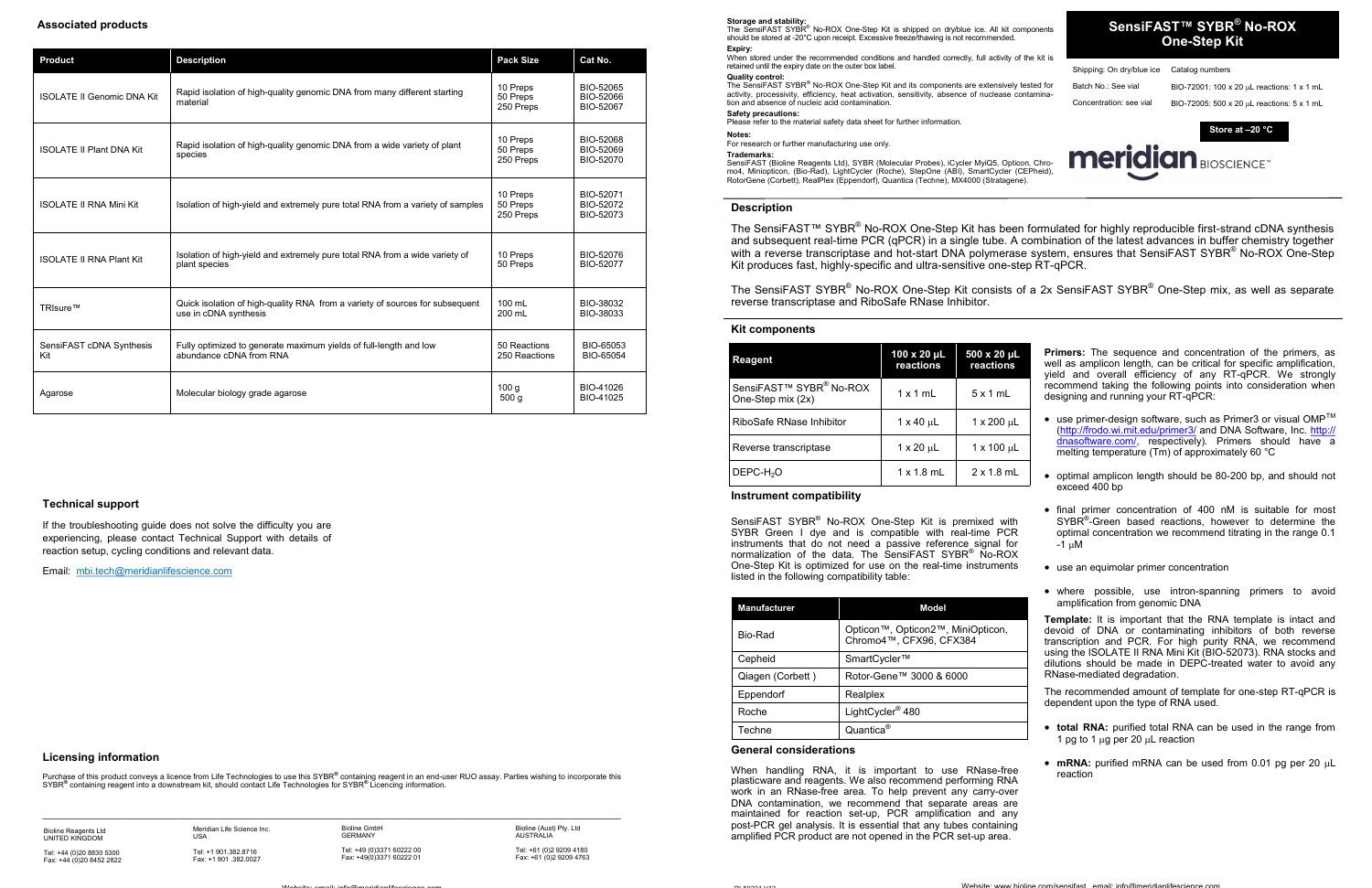## Associated products

| Product | Description | Pack Size | Cat No. |
| --- | --- | --- | --- |
| ISOLATE II Genomic DNA Kit | Rapid isolation of high-quality genomic DNA from many different starting material | 10 Preps<br>50 Preps<br>250 Preps | BIO-52065<br>BIO-52066<br>BIO-52067 |
| ISOLATE II Plant DNA Kit | Rapid isolation of high-quality genomic DNA from a wide variety of plant species | 10 Preps<br>50 Preps<br>250 Preps | BIO-52068<br>BIO-52069<br>BIO-52070 |
| ISOLATE II RNA Mini Kit | Isolation of high-yield and extremely pure total RNA from a variety of samples | 10 Preps<br>50 Preps<br>250 Preps | BIO-52071<br>BIO-52072<br>BIO-52073 |
| ISOLATE II RNA Plant Kit | Isolation of high-yield and extremely pure total RNA from a wide variety of plant species | 10 Preps<br>50 Preps | BIO-52076<br>BIO-52077 |
| TRIsure™ | Quick isolation of high-quality RNA from a variety of sources for subsequent use in cDNA synthesis | 100 mL<br>200 mL | BIO-38032<br>BIO-38033 |
| SensiFAST cDNA Synthesis Kit | Fully optimized to generate maximum yields of full-length and low abundance cDNA from RNA | 50 Reactions<br>250 Reactions | BIO-65053<br>BIO-65054 |
| Agarose | Molecular biology grade agarose | 100 g<br>500 g | BIO-41026<br>BIO-41025 |

## Technical support

If the troubleshooting guide does not solve the difficulty you are experiencing, please contact Technical Support with details of reaction setup, cycling conditions and relevant data.

Email: mbi.tech@meridianlifescience.com

## Licensing information

Purchase of this product conveys a licence from Life Technologies to use this SYBR® containing reagent in an end-user RUO assay. Parties wishing to incorporate this SYBR® containing reagent into a downstream kit, should contact Life Technologies for SYBR® Licencing information.

Bioline Reagents Ltd
UNITED KINGDOM
Tel: +44 (0)20 8830 5300
Fax: +44 (0)20 8452 2822

Meridian Life Science Inc.
USA
Tel: +1 901.382.8716
Fax: +1 901 .382.0027

Bioline GmbH
GERMANY
Tel: +49 (0)3371 60222 00
Fax: +49(0)3371 60222 01

Bioline (Aust) Pty. Ltd
AUSTRALIA
Tel: +61 (0)2 9209 4180
Fax: +61 (0)2 9209 4763

# SensiFAST™ SYBR® No-ROX One-Step Kit

Shipping: On dry/blue ice

Batch No.: See vial

Concentration: see vial

Catalog numbers

BIO-72001: 100 x 20 µL reactions: 1 x 1 mL

BIO-72005: 500 x 20 µL reactions: 5 x 1 mL

**Store at –20 °C**

meridian BIOSCIENCE™

**Storage and stability:**
The SensiFAST SYBR® No-ROX One-Step Kit is shipped on dry/blue ice. All kit components should be stored at -20°C upon receipt. Excessive freeze/thawing is not recommended.

**Expiry:**
When stored under the recommended conditions and handled correctly, full activity of the kit is retained until the expiry date on the outer box label.

**Quality control:**
The SensiFAST SYBR® No-ROX One-Step Kit and its components are extensively tested for activity, processivity, efficiency, heat activation, sensitivity, absence of nuclease contamination and absence of nucleic acid contamination.

**Safety precautions:**
Please refer to the material safety data sheet for further information.

**Notes:**
For research or further manufacturing use only.

**Trademarks:**
SensiFAST (Bioline Reagents Ltd), SYBR (Molecular Probes), iCycler MyiQ5, Opticon, Chromo4, Miniopticon, (Bio-Rad), LightCycler (Roche), StepOne (ABI), SmartCycler (CEPheid), RotorGene (Corbett), RealPlex (Eppendorf), Quantica (Techne), MX4000 (Stratagene).

## Description

The SensiFAST™ SYBR® No-ROX One-Step Kit has been formulated for highly reproducible first-strand cDNA synthesis and subsequent real-time PCR (qPCR) in a single tube. A combination of the latest advances in buffer chemistry together with a reverse transcriptase and hot-start DNA polymerase system, ensures that SensiFAST SYBR® No-ROX One-Step Kit produces fast, highly-specific and ultra-sensitive one-step RT-qPCR.

The SensiFAST SYBR® No-ROX One-Step Kit consists of a 2x SensiFAST SYBR® One-Step mix, as well as separate reverse transcriptase and RiboSafe RNase Inhibitor.

## Kit components

| Reagent | 100 x 20 µL reactions | 500 x 20 µL reactions |
| --- | --- | --- |
| SensiFAST™ SYBR® No-ROX One-Step mix (2x) | 1 x 1 mL | 5 x 1 mL |
| RiboSafe RNase Inhibitor | 1 x 40 µL | 1 x 200 µL |
| Reverse transcriptase | 1 x 20 µL | 1 x 100 µL |
| DEPC-$H_2O$ | 1 x 1.8 mL | 2 x 1.8 mL |

## Instrument compatibility

SensiFAST SYBR® No-ROX One-Step Kit is premixed with SYBR Green I dye and is compatible with real-time PCR instruments that do not need a passive reference signal for normalization of the data. The SensiFAST SYBR® No-ROX One-Step Kit is optimized for use on the real-time instruments listed in the following compatibility table:

| Manufacturer | Model |
| --- | --- |
| Bio-Rad | Opticon™, Opticon2™, MiniOpticon, Chromo4™, CFX96, CFX384 |
| Cepheid | SmartCycler™ |
| Qiagen (Corbett ) | Rotor-Gene™ 3000 & 6000 |
| Eppendorf | Realplex |
| Roche | LightCycler® 480 |
| Techne | Quantica® |

## General considerations

When handling RNA, it is important to use RNase-free plasticware and reagents. We also recommend performing RNA work in an RNase-free area. To help prevent any carry-over DNA contamination, we recommend that separate areas are maintained for reaction set-up, PCR amplification and any post-PCR gel analysis. It is essential that any tubes containing amplified PCR product are not opened in the PCR set-up area.

**Primers:** The sequence and concentration of the primers, as well as amplicon length, can be critical for specific amplification, yield and overall efficiency of any RT-qPCR. We strongly recommend taking the following points into consideration when designing and running your RT-qPCR:

- use primer-design software, such as Primer3 or visual OMP™ (http://frodo.wi.mit.edu/primer3/ and DNA Software, Inc. http://dnasoftware.com/, respectively). Primers should have a melting temperature (Tm) of approximately 60 °C
- optimal amplicon length should be 80-200 bp, and should not exceed 400 bp
- final primer concentration of 400 nM is suitable for most SYBR®-Green based reactions, however to determine the optimal concentration we recommend titrating in the range 0.1 -1 µM
- use an equimolar primer concentration
- where possible, use intron-spanning primers to avoid amplification from genomic DNA

**Template:** It is important that the RNA template is intact and devoid of DNA or contaminating inhibitors of both reverse transcription and PCR. For high purity RNA, we recommend using the ISOLATE II RNA Mini Kit (BIO-52073). RNA stocks and dilutions should be made in DEPC-treated water to avoid any RNase-mediated degradation.

The recommended amount of template for one-step RT-qPCR is dependent upon the type of RNA used.

- **total RNA:** purified total RNA can be used in the range from 1 pg to 1 µg per 20 µL reaction
- **mRNA:** purified mRNA can be used from 0.01 pg per 20 µL reaction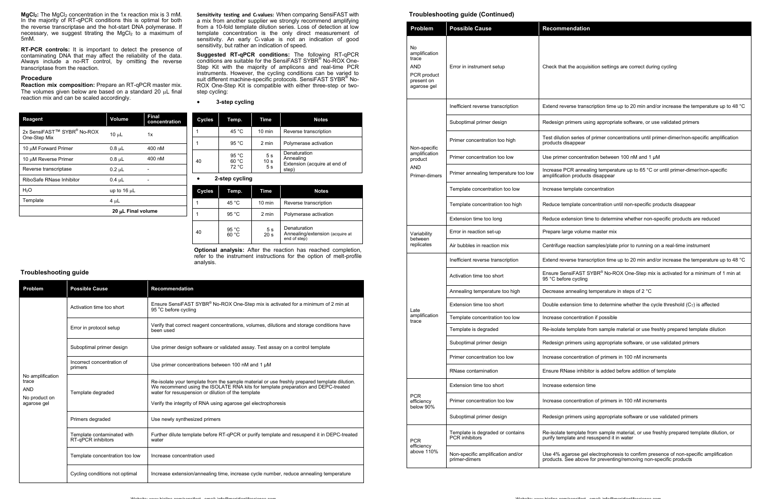**$MgCl_2$:** The $MgCl_2$ concentration in the 1x reaction mix is 3 mM. In the majority of RT-qPCR conditions this is optimal for both the reverse transcriptase and the hot-start DNA polymerase. If necessary, we suggest titrating the $MgCl_2$ to a maximum of 5mM.

**RT-PCR controls:** It is important to detect the presence of contaminating DNA that may affect the reliability of the data. Always include a no-RT control, by omitting the reverse transcriptase from the reaction.

## Procedure

**Reaction mix composition:** Prepare an RT-qPCR master mix. The volumes given below are based on a standard 20 µL final reaction mix and can be scaled accordingly.

| Reagent | Volume | Final concentration |
|---|---|---|
| 2x SensiFAST™ SYBR® No-ROX One-Step Mix | 10 µL | 1x |
| 10 µM Forward Primer | 0.8 µL | 400 nM |
| 10 µM Reverse Primer | 0.8 µL | 400 nM |
| Reverse transcriptase | 0.2 µL | - |
| RiboSafe RNase Inhibitor | 0.4 µL | - |
| $H_2O$ | up to 16 µL | |
| Template | 4 µL | |
| 20 µL Final volume | | |

**Sensitivity testing and $C_t$ values:** When comparing SensiFAST with a mix from another supplier we strongly recommend amplifying from a 10-fold template dilution series. Loss of detection at low template concentration is the only direct measurement of sensitivity. An early $C_t$ value is not an indication of good sensitivity, but rather an indication of speed.

**Suggested RT-qPCR conditions:** The following RT-qPCR conditions are suitable for the SensiFAST SYBR® No-ROX One-Step Kit with the majority of amplicons and real-time PCR instruments. However, the cycling conditions can be varied to suit different machine-specific protocols. SensiFAST SYBR® No-ROX One-Step Kit is compatible with either three-step or two-step cycling:

- **3-step cycling**

| Cycles | Temp. | Time | Notes |
|---|---|---|---|
| 1 | 45 °C | 10 min | Reverse transcription |
| 1 | 95 °C | 2 min | Polymerase activation |
| 40 | 95 °C<br>60 °C<br>72 °C | 5 s<br>10 s<br>5 s | Denaturation<br>Annealing<br>Extension (acquire at end of step) |

- **2-step cycling**

| Cycles | Temp. | Time | Notes |
|---|---|---|---|
| 1 | 45 °C | 10 min | Reverse transcription |
| 1 | 95 °C | 2 min | Polymerase activation |
| 40 | 95 °C<br>60 °C | 5 s<br>20 s | Denaturation<br>Annealing/extension (acquire at end of step) |

**Optional analysis:** After the reaction has reached completion, refer to the instrument instructions for the option of melt-profile analysis.

## Troubleshooting guide

| Problem | Possible Cause | Recommendation |
|---|---|---|
| No amplification trace AND No product on agarose gel | Activation time too short | Ensure SensiFAST SYBR® No-ROX One-Step mix is activated for a minimum of 2 min at 95 °C before cycling |
| | Error in protocol setup | Verify that correct reagent concentrations, volumes, dilutions and storage conditions have been used |
| | Suboptimal primer design | Use primer design software or validated assay. Test assay on a control template |
| | Incorrect concentration of primers | Use primer concentrations between 100 nM and 1 µM |
| | Template degraded | Re-isolate your template from the sample material or use freshly prepared template dilution. We recommend using the ISOLATE RNA kits for template preparation and DEPC-treated water for resuspension or dilution of the template<br>Verify the integrity of RNA using agarose gel electrophoresis |
| | Primers degraded | Use newly synthesized primers |
| | Template contaminated with RT-qPCR inhibitors | Further dilute template before RT-qPCR or purify template and resuspend it in DEPC-treated water |
| | Template concentration too low | Increase concentration used |
| | Cycling conditions not optimal | Increase extension/annealing time, increase cycle number, reduce annealing temperature |

## Troubleshooting guide (Continued)

| Problem | Possible Cause | Recommendation |
|---|---|---|
| No amplification trace AND PCR product present on agarose gel | Error in instrument setup | Check that the acquisition settings are correct during cycling |
| Non-specific amplification product AND Primer-dimers | Inefficient reverse transcription | Extend reverse transcription time up to 20 min and/or increase the temperature up to 48 °C |
| | Suboptimal primer design | Redesign primers using appropriate software, or use validated primers |
| | Primer concentration too high | Test dilution series of primer concentrations until primer-dimer/non-specific amplification products disappear |
| | Primer concentration too low | Use primer concentration between 100 nM and 1 µM |
| | Primer annealing temperature too low | Increase PCR annealing temperature up to 65 °C or until primer-dimer/non-specific amplification products disappear |
| | Template concentration too low | Increase template concentration |
| | Template concentration too high | Reduce template concentration until non-specific products disappear |
| | Extension time too long | Reduce extension time to determine whether non-specific products are reduced |
| Variability between replicates | Error in reaction set-up | Prepare large volume master mix |
| | Air bubbles in reaction mix | Centrifuge reaction samples/plate prior to running on a real-time instrument |
| Late amplification trace | Inefficient reverse transcription | Extend reverse transcription time up to 20 min and/or increase the temperature up to 48 °C |
| | Activation time too short | Ensure SensiFAST SYBR® No-ROX One-Step mix is activated for a minimum of 1 min at 95 °C before cycling |
| | Annealing temperature too high | Decrease annealing temperature in steps of 2 °C |
| | Extension time too short | Double extension time to determine whether the cycle threshold ($C_T$) is affected |
| | Template concentration too low | Increase concentration if possible |
| | Template is degraded | Re-isolate template from sample material or use freshly prepared template dilution |
| | Suboptimal primer design | Redesign primers using appropriate software, or use validated primers |
| | Primer concentration too low | Increase concentration of primers in 100 nM increments |
| | RNase contamination | Ensure RNase inhibitor is added before addition of template |
| PCR efficiency below 90% | Extension time too short | Increase extension time |
| | Primer concentration too low | Increase concentration of primers in 100 nM increments |
| | Suboptimal primer design | Redesign primers using appropriate software or use validated primers |
| PCR efficiency above 110% | Template is degraded or contains PCR inhibitors | Re-isolate template from sample material, or use freshly prepared template dilution, or purify template and resuspend it in water |
| | Non-specific amplification and/or primer-dimers | Use 4% agarose gel electrophoresis to confirm presence of non-specific amplification products. See above for preventing/removing non-specific products |